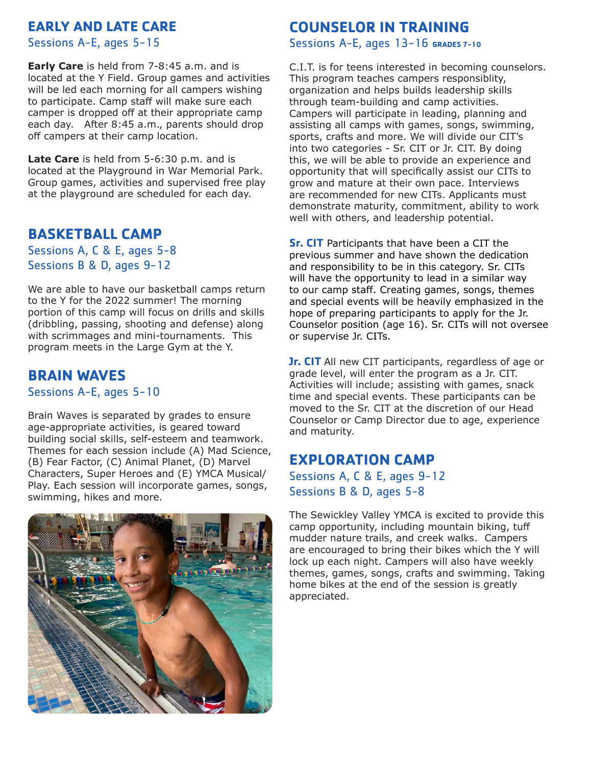## EARLY AND LATE CARE

Sessions A-E, ages 5-15

**Early Care** is held from 7-8:45 a.m. and is located at the Y Field. Group games and activities will be led each morning for all campers wishing to participate. Camp staff will make sure each camper is dropped off at their appropriate camp each day. After 8:45 a.m., parents should drop off campers at their camp location.

**Late Care** is held from 5-6:30 p.m. and is located at the Playground in War Memorial Park. Group games, activities and supervised free play at the playground are scheduled for each day.

## BASKETBALL CAMP

Sessions A, C & E, ages 5-8
Sessions B & D, ages 9-12

We are able to have our basketball camps return to the Y for the 2022 summer! The morning portion of this camp will focus on drills and skills (dribbling, passing, shooting and defense) along with scrimmages and mini-tournaments. This program meets in the Large Gym at the Y.

## BRAIN WAVES

Sessions A-E, ages 5-10

Brain Waves is separated by grades to ensure age-appropriate activities, is geared toward building social skills, self-esteem and teamwork. Themes for each session include (A) Mad Science, (B) Fear Factor, (C) Animal Planet, (D) Marvel Characters, Super Heroes and (E) YMCA Musical/ Play. Each session will incorporate games, songs, swimming, hikes and more.

## COUNSELOR IN TRAINING

Sessions A-E, ages 13-16 GRADES 7-10

C.I.T. is for teens interested in becoming counselors. This program teaches campers responsiblity, organization and helps builds leadership skills through team-building and camp activities. Campers will participate in leading, planning and assisting all camps with games, songs, swimming, sports, crafts and more. We will divide our CIT's into two categories - Sr. CIT or Jr. CIT. By doing this, we will be able to provide an experience and opportunity that will specifically assist our CITs to grow and mature at their own pace. Interviews are recommended for new CITs. Applicants must demonstrate maturity, commitment, ability to work well with others, and leadership potential.

**Sr. CIT** Participants that have been a CIT the previous summer and have shown the dedication and responsibility to be in this category. Sr. CITs will have the opportunity to lead in a similar way to our camp staff. Creating games, songs, themes and special events will be heavily emphasized in the hope of preparing participants to apply for the Jr. Counselor position (age 16). Sr. CITs will not oversee or supervise Jr. CITs.

**Jr. CIT** All new CIT participants, regardless of age or grade level, will enter the program as a Jr. CIT. Activities will include; assisting with games, snack time and special events. These participants can be moved to the Sr. CIT at the discretion of our Head Counselor or Camp Director due to age, experience and maturity.

## EXPLORATION CAMP

Sessions A, C & E, ages 9-12
Sessions B & D, ages 5-8

The Sewickley Valley YMCA is excited to provide this camp opportunity, including mountain biking, tuff mudder nature trails, and creek walks. Campers are encouraged to bring their bikes which the Y will lock up each night. Campers will also have weekly themes, games, songs, crafts and swimming. Taking home bikes at the end of the session is greatly appreciated.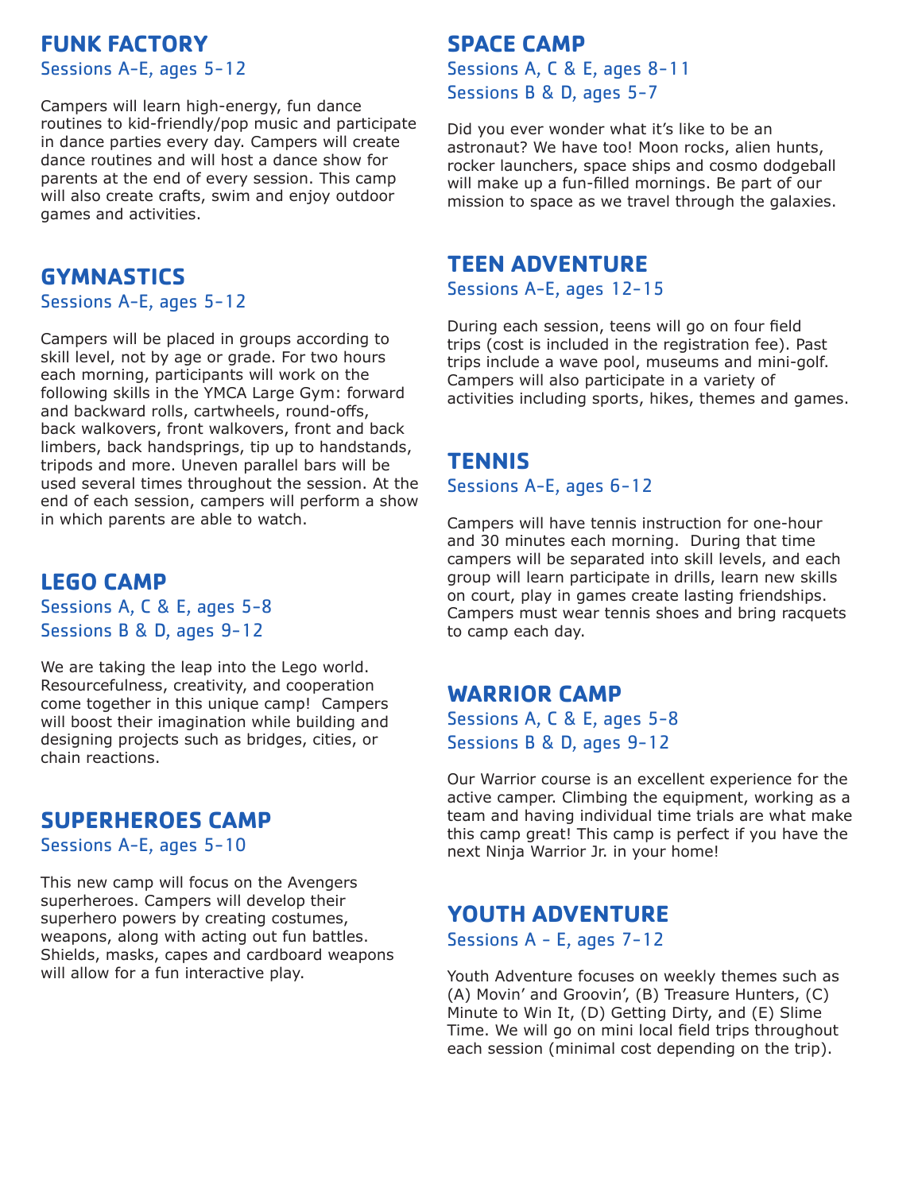## FUNK FACTORY

Sessions A-E, ages 5-12

Campers will learn high-energy, fun dance routines to kid-friendly/pop music and participate in dance parties every day. Campers will create dance routines and will host a dance show for parents at the end of every session. This camp will also create crafts, swim and enjoy outdoor games and activities.

## GYMNASTICS

Sessions A-E, ages 5-12

Campers will be placed in groups according to skill level, not by age or grade. For two hours each morning, participants will work on the following skills in the YMCA Large Gym: forward and backward rolls, cartwheels, round-offs, back walkovers, front walkovers, front and back limbers, back handsprings, tip up to handstands, tripods and more. Uneven parallel bars will be used several times throughout the session. At the end of each session, campers will perform a show in which parents are able to watch.

## LEGO CAMP

Sessions A, C & E, ages 5-8
Sessions B & D, ages 9-12

We are taking the leap into the Lego world. Resourcefulness, creativity, and cooperation come together in this unique camp! Campers will boost their imagination while building and designing projects such as bridges, cities, or chain reactions.

## SUPERHEROES CAMP

Sessions A-E, ages 5-10

This new camp will focus on the Avengers superheroes. Campers will develop their superhero powers by creating costumes, weapons, along with acting out fun battles. Shields, masks, capes and cardboard weapons will allow for a fun interactive play.

## SPACE CAMP

Sessions A, C & E, ages 8-11
Sessions B & D, ages 5-7

Did you ever wonder what it's like to be an astronaut? We have too! Moon rocks, alien hunts, rocker launchers, space ships and cosmo dodgeball will make up a fun-filled mornings. Be part of our mission to space as we travel through the galaxies.

## TEEN ADVENTURE

Sessions A-E, ages 12-15

During each session, teens will go on four field trips (cost is included in the registration fee). Past trips include a wave pool, museums and mini-golf. Campers will also participate in a variety of activities including sports, hikes, themes and games.

## TENNIS

Sessions A-E, ages 6-12

Campers will have tennis instruction for one-hour and 30 minutes each morning. During that time campers will be separated into skill levels, and each group will learn participate in drills, learn new skills on court, play in games create lasting friendships. Campers must wear tennis shoes and bring racquets to camp each day.

## WARRIOR CAMP

Sessions A, C & E, ages 5-8
Sessions B & D, ages 9-12

Our Warrior course is an excellent experience for the active camper. Climbing the equipment, working as a team and having individual time trials are what make this camp great! This camp is perfect if you have the next Ninja Warrior Jr. in your home!

## YOUTH ADVENTURE

Sessions A - E, ages 7-12

Youth Adventure focuses on weekly themes such as (A) Movin' and Groovin', (B) Treasure Hunters, (C) Minute to Win It, (D) Getting Dirty, and (E) Slime Time. We will go on mini local field trips throughout each session (minimal cost depending on the trip).